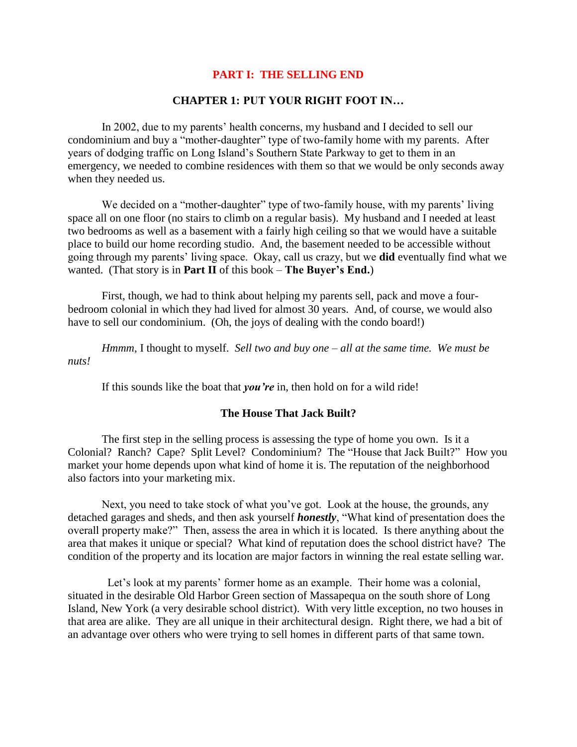# PART I: THE SELLING END

## CHAPTER 1: PUT YOUR RIGHT FOOT IN…

In 2002, due to my parents' health concerns, my husband and I decided to sell our condominium and buy a "mother-daughter" type of two-family home with my parents. After years of dodging traffic on Long Island's Southern State Parkway to get to them in an emergency, we needed to combine residences with them so that we would be only seconds away when they needed us.

We decided on a "mother-daughter" type of two-family house, with my parents' living space all on one floor (no stairs to climb on a regular basis). My husband and I needed at least two bedrooms as well as a basement with a fairly high ceiling so that we would have a suitable place to build our home recording studio. And, the basement needed to be accessible without going through my parents' living space. Okay, call us crazy, but we **did** eventually find what we wanted. (That story is in **Part II** of this book – **The Buyer's End.**)

First, though, we had to think about helping my parents sell, pack and move a four-bedroom colonial in which they had lived for almost 30 years. And, of course, we would also have to sell our condominium. (Oh, the joys of dealing with the condo board!)

*Hmmm*, I thought to myself. *Sell two and buy one – all at the same time. We must be nuts!*

If this sounds like the boat that ***you're*** in, then hold on for a wild ride!

### The House That Jack Built?

The first step in the selling process is assessing the type of home you own. Is it a Colonial? Ranch? Cape? Split Level? Condominium? The "House that Jack Built?" How you market your home depends upon what kind of home it is. The reputation of the neighborhood also factors into your marketing mix.

Next, you need to take stock of what you've got. Look at the house, the grounds, any detached garages and sheds, and then ask yourself ***honestly***, "What kind of presentation does the overall property make?" Then, assess the area in which it is located. Is there anything about the area that makes it unique or special? What kind of reputation does the school district have? The condition of the property and its location are major factors in winning the real estate selling war.

Let's look at my parents' former home as an example. Their home was a colonial, situated in the desirable Old Harbor Green section of Massapequa on the south shore of Long Island, New York (a very desirable school district). With very little exception, no two houses in that area are alike. They are all unique in their architectural design. Right there, we had a bit of an advantage over others who were trying to sell homes in different parts of that same town.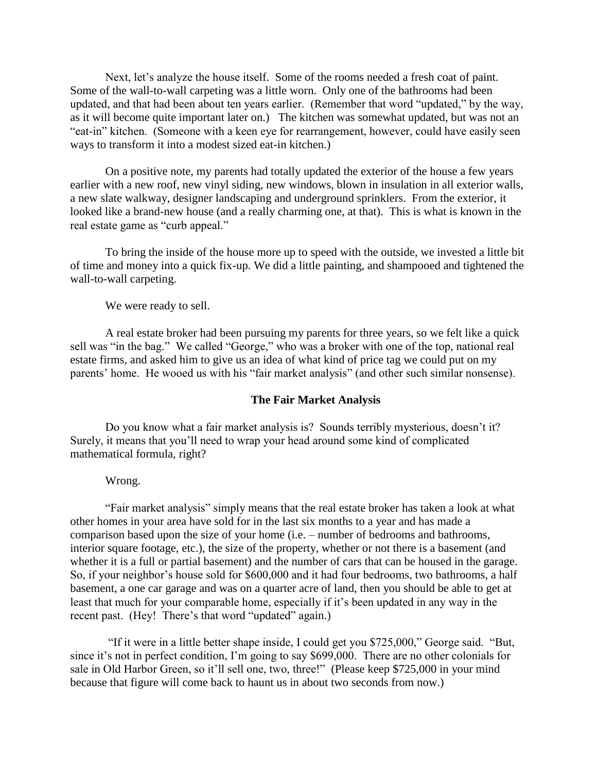Next, let's analyze the house itself. Some of the rooms needed a fresh coat of paint. Some of the wall-to-wall carpeting was a little worn. Only one of the bathrooms had been updated, and that had been about ten years earlier. (Remember that word "updated," by the way, as it will become quite important later on.) The kitchen was somewhat updated, but was not an "eat-in" kitchen. (Someone with a keen eye for rearrangement, however, could have easily seen ways to transform it into a modest sized eat-in kitchen.)

On a positive note, my parents had totally updated the exterior of the house a few years earlier with a new roof, new vinyl siding, new windows, blown in insulation in all exterior walls, a new slate walkway, designer landscaping and underground sprinklers. From the exterior, it looked like a brand-new house (and a really charming one, at that). This is what is known in the real estate game as "curb appeal."

To bring the inside of the house more up to speed with the outside, we invested a little bit of time and money into a quick fix-up. We did a little painting, and shampooed and tightened the wall-to-wall carpeting.

We were ready to sell.

A real estate broker had been pursuing my parents for three years, so we felt like a quick sell was "in the bag." We called "George," who was a broker with one of the top, national real estate firms, and asked him to give us an idea of what kind of price tag we could put on my parents' home. He wooed us with his "fair market analysis" (and other such similar nonsense).

### The Fair Market Analysis

Do you know what a fair market analysis is? Sounds terribly mysterious, doesn't it? Surely, it means that you'll need to wrap your head around some kind of complicated mathematical formula, right?

Wrong.

"Fair market analysis" simply means that the real estate broker has taken a look at what other homes in your area have sold for in the last six months to a year and has made a comparison based upon the size of your home (i.e. – number of bedrooms and bathrooms, interior square footage, etc.), the size of the property, whether or not there is a basement (and whether it is a full or partial basement) and the number of cars that can be housed in the garage. So, if your neighbor's house sold for $600,000 and it had four bedrooms, two bathrooms, a half basement, a one car garage and was on a quarter acre of land, then you should be able to get at least that much for your comparable home, especially if it's been updated in any way in the recent past. (Hey! There's that word "updated" again.)

"If it were in a little better shape inside, I could get you $725,000," George said. "But, since it's not in perfect condition, I'm going to say $699,000. There are no other colonials for sale in Old Harbor Green, so it'll sell one, two, three!" (Please keep $725,000 in your mind because that figure will come back to haunt us in about two seconds from now.)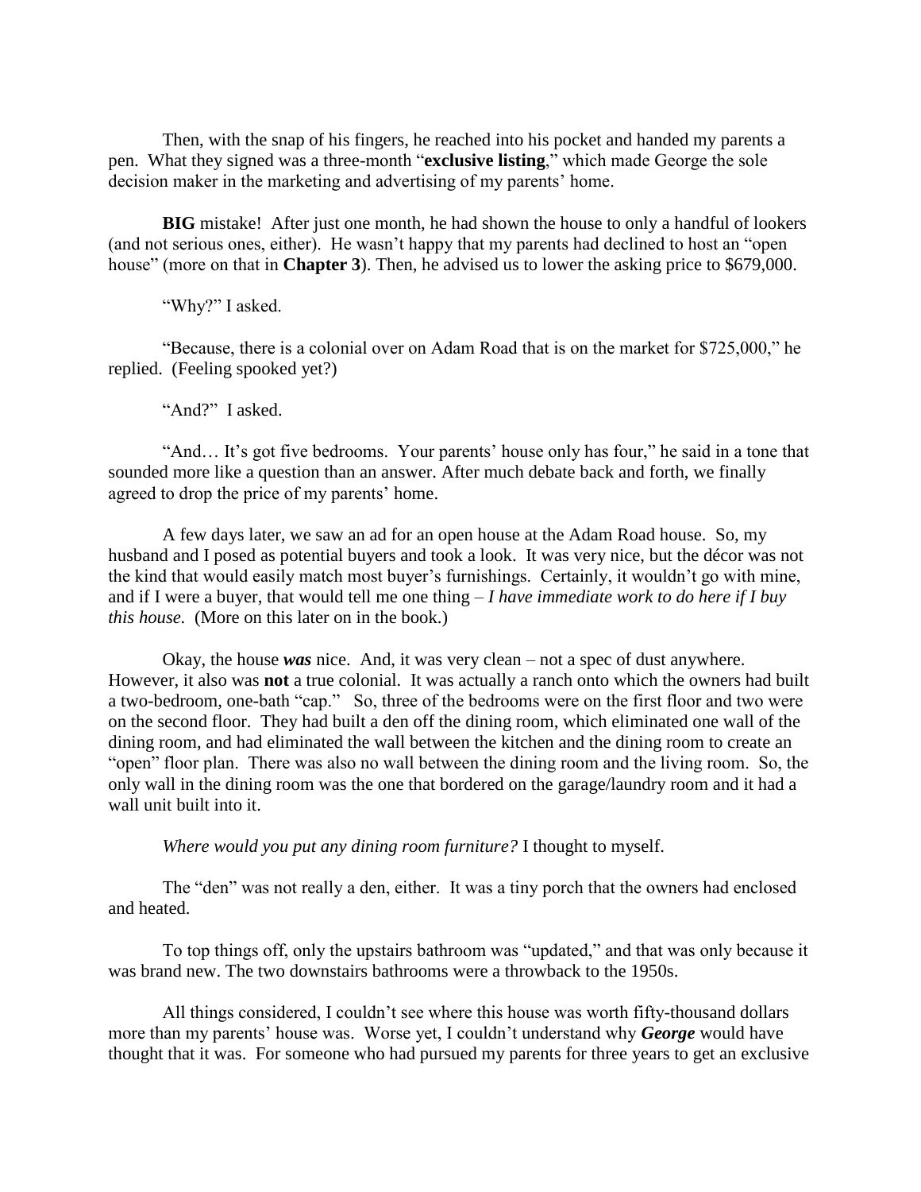Then, with the snap of his fingers, he reached into his pocket and handed my parents a pen. What they signed was a three-month "**exclusive listing**," which made George the sole decision maker in the marketing and advertising of my parents' home.

**BIG** mistake! After just one month, he had shown the house to only a handful of lookers (and not serious ones, either). He wasn't happy that my parents had declined to host an "open house" (more on that in **Chapter 3**). Then, he advised us to lower the asking price to $679,000.

"Why?" I asked.

"Because, there is a colonial over on Adam Road that is on the market for $725,000," he replied. (Feeling spooked yet?)

"And?" I asked.

"And… It's got five bedrooms. Your parents' house only has four," he said in a tone that sounded more like a question than an answer. After much debate back and forth, we finally agreed to drop the price of my parents' home.

A few days later, we saw an ad for an open house at the Adam Road house. So, my husband and I posed as potential buyers and took a look. It was very nice, but the décor was not the kind that would easily match most buyer's furnishings. Certainly, it wouldn't go with mine, and if I were a buyer, that would tell me one thing – *I have immediate work to do here if I buy this house.* (More on this later on in the book.)

Okay, the house ***was*** nice. And, it was very clean – not a spec of dust anywhere. However, it also was **not** a true colonial. It was actually a ranch onto which the owners had built a two-bedroom, one-bath "cap." So, three of the bedrooms were on the first floor and two were on the second floor. They had built a den off the dining room, which eliminated one wall of the dining room, and had eliminated the wall between the kitchen and the dining room to create an "open" floor plan. There was also no wall between the dining room and the living room. So, the only wall in the dining room was the one that bordered on the garage/laundry room and it had a wall unit built into it.

*Where would you put any dining room furniture?* I thought to myself.

The "den" was not really a den, either. It was a tiny porch that the owners had enclosed and heated.

To top things off, only the upstairs bathroom was "updated," and that was only because it was brand new. The two downstairs bathrooms were a throwback to the 1950s.

All things considered, I couldn't see where this house was worth fifty-thousand dollars more than my parents' house was. Worse yet, I couldn't understand why ***George*** would have thought that it was. For someone who had pursued my parents for three years to get an exclusive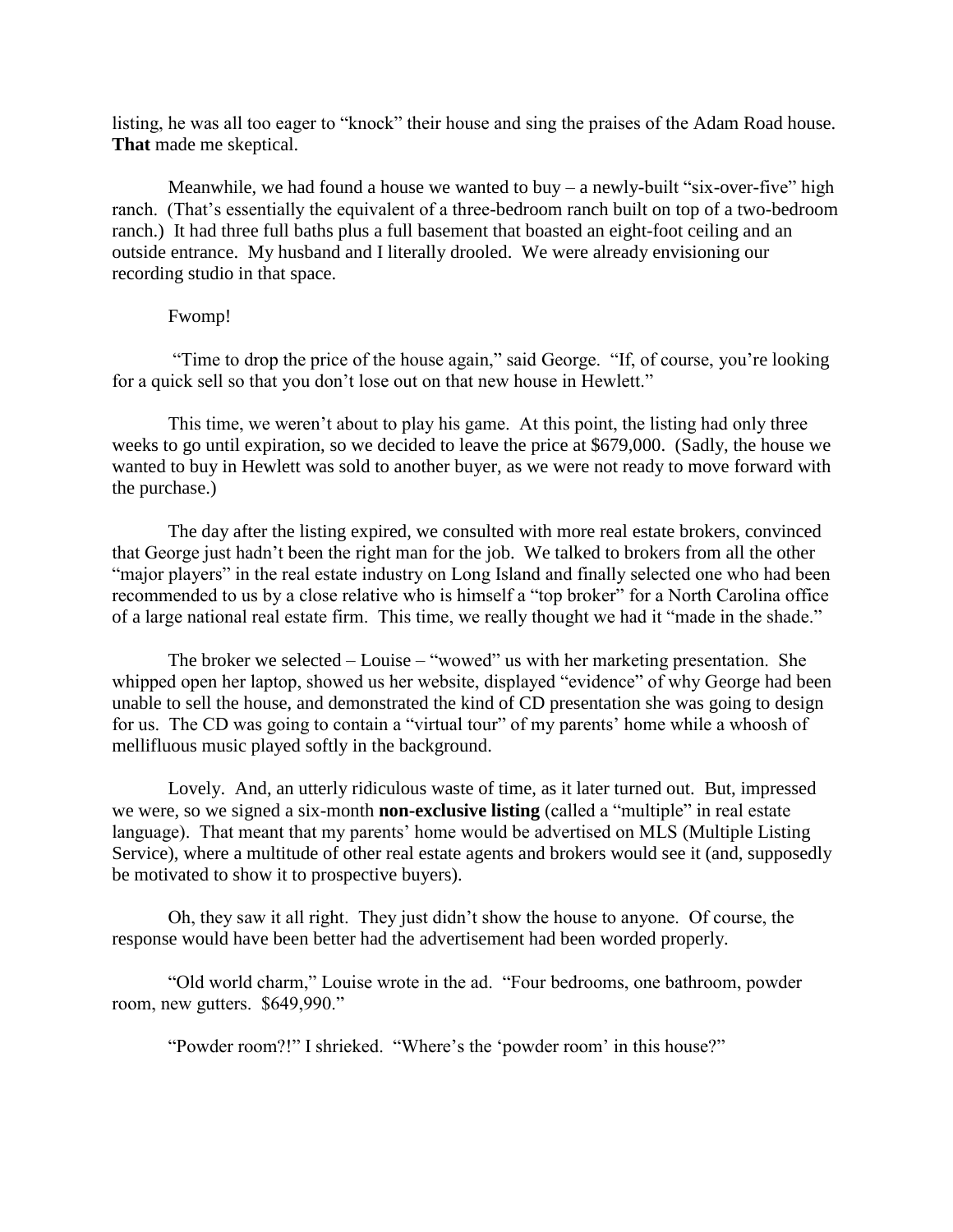listing, he was all too eager to "knock" their house and sing the praises of the Adam Road house. **That** made me skeptical.

Meanwhile, we had found a house we wanted to buy – a newly-built "six-over-five" high ranch. (That's essentially the equivalent of a three-bedroom ranch built on top of a two-bedroom ranch.) It had three full baths plus a full basement that boasted an eight-foot ceiling and an outside entrance. My husband and I literally drooled. We were already envisioning our recording studio in that space.

Fwomp!

"Time to drop the price of the house again," said George. "If, of course, you're looking for a quick sell so that you don't lose out on that new house in Hewlett."

This time, we weren't about to play his game. At this point, the listing had only three weeks to go until expiration, so we decided to leave the price at $679,000. (Sadly, the house we wanted to buy in Hewlett was sold to another buyer, as we were not ready to move forward with the purchase.)

The day after the listing expired, we consulted with more real estate brokers, convinced that George just hadn't been the right man for the job. We talked to brokers from all the other "major players" in the real estate industry on Long Island and finally selected one who had been recommended to us by a close relative who is himself a "top broker" for a North Carolina office of a large national real estate firm. This time, we really thought we had it "made in the shade."

The broker we selected – Louise – "wowed" us with her marketing presentation. She whipped open her laptop, showed us her website, displayed "evidence" of why George had been unable to sell the house, and demonstrated the kind of CD presentation she was going to design for us. The CD was going to contain a "virtual tour" of my parents' home while a whoosh of mellifluous music played softly in the background.

Lovely. And, an utterly ridiculous waste of time, as it later turned out. But, impressed we were, so we signed a six-month **non-exclusive listing** (called a "multiple" in real estate language). That meant that my parents' home would be advertised on MLS (Multiple Listing Service), where a multitude of other real estate agents and brokers would see it (and, supposedly be motivated to show it to prospective buyers).

Oh, they saw it all right. They just didn't show the house to anyone. Of course, the response would have been better had the advertisement had been worded properly.

"Old world charm," Louise wrote in the ad. "Four bedrooms, one bathroom, powder room, new gutters. $649,990."

"Powder room?!" I shrieked. "Where's the 'powder room' in this house?"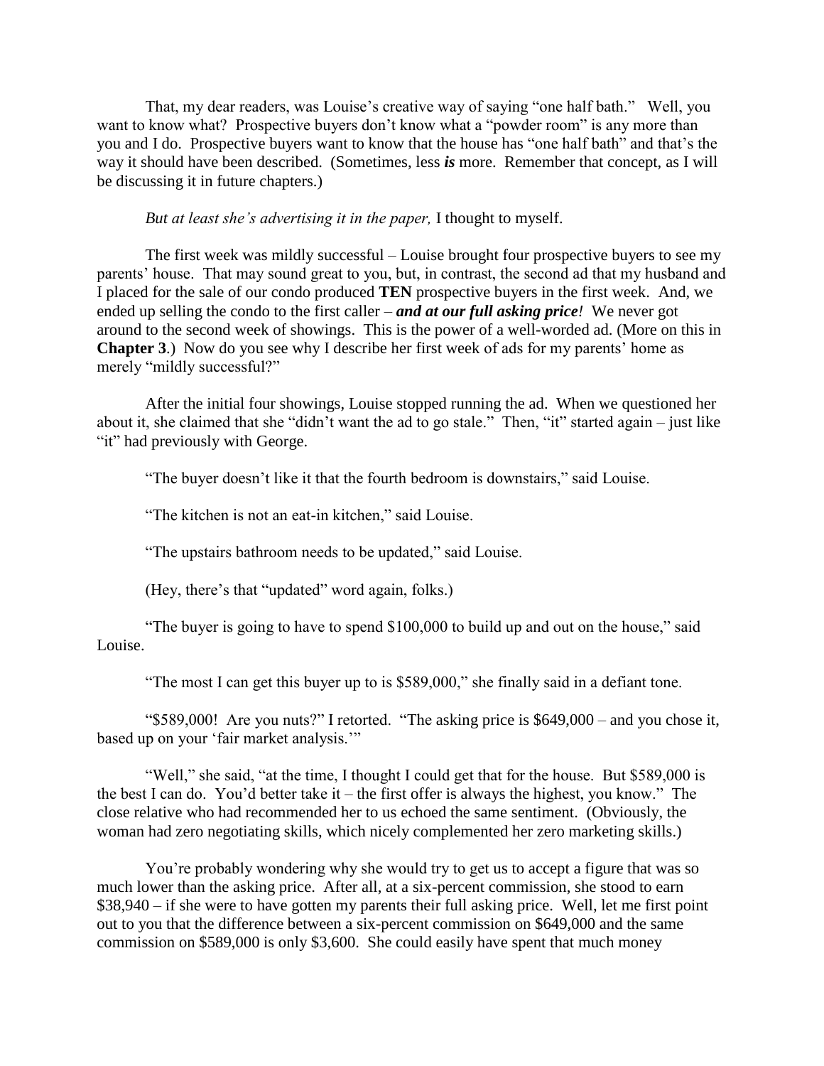That, my dear readers, was Louise's creative way of saying "one half bath." Well, you want to know what? Prospective buyers don't know what a "powder room" is any more than you and I do. Prospective buyers want to know that the house has "one half bath" and that's the way it should have been described. (Sometimes, less ***is*** more. Remember that concept, as I will be discussing it in future chapters.)

*But at least she's advertising it in the paper,* I thought to myself.

The first week was mildly successful – Louise brought four prospective buyers to see my parents' house. That may sound great to you, but, in contrast, the second ad that my husband and I placed for the sale of our condo produced **TEN** prospective buyers in the first week. And, we ended up selling the condo to the first caller – ***and at our full asking price!*** We never got around to the second week of showings. This is the power of a well-worded ad. (More on this in **Chapter 3**.) Now do you see why I describe her first week of ads for my parents' home as merely "mildly successful?"

After the initial four showings, Louise stopped running the ad. When we questioned her about it, she claimed that she "didn't want the ad to go stale." Then, "it" started again – just like "it" had previously with George.

"The buyer doesn't like it that the fourth bedroom is downstairs," said Louise.

"The kitchen is not an eat-in kitchen," said Louise.

"The upstairs bathroom needs to be updated," said Louise.

(Hey, there's that "updated" word again, folks.)

"The buyer is going to have to spend $100,000 to build up and out on the house," said Louise.

"The most I can get this buyer up to is $589,000," she finally said in a defiant tone.

"$589,000! Are you nuts?" I retorted. "The asking price is $649,000 – and you chose it, based up on your 'fair market analysis.'"

"Well," she said, "at the time, I thought I could get that for the house. But $589,000 is the best I can do. You'd better take it – the first offer is always the highest, you know." The close relative who had recommended her to us echoed the same sentiment. (Obviously, the woman had zero negotiating skills, which nicely complemented her zero marketing skills.)

You're probably wondering why she would try to get us to accept a figure that was so much lower than the asking price. After all, at a six-percent commission, she stood to earn $38,940 – if she were to have gotten my parents their full asking price. Well, let me first point out to you that the difference between a six-percent commission on $649,000 and the same commission on $589,000 is only $3,600. She could easily have spent that much money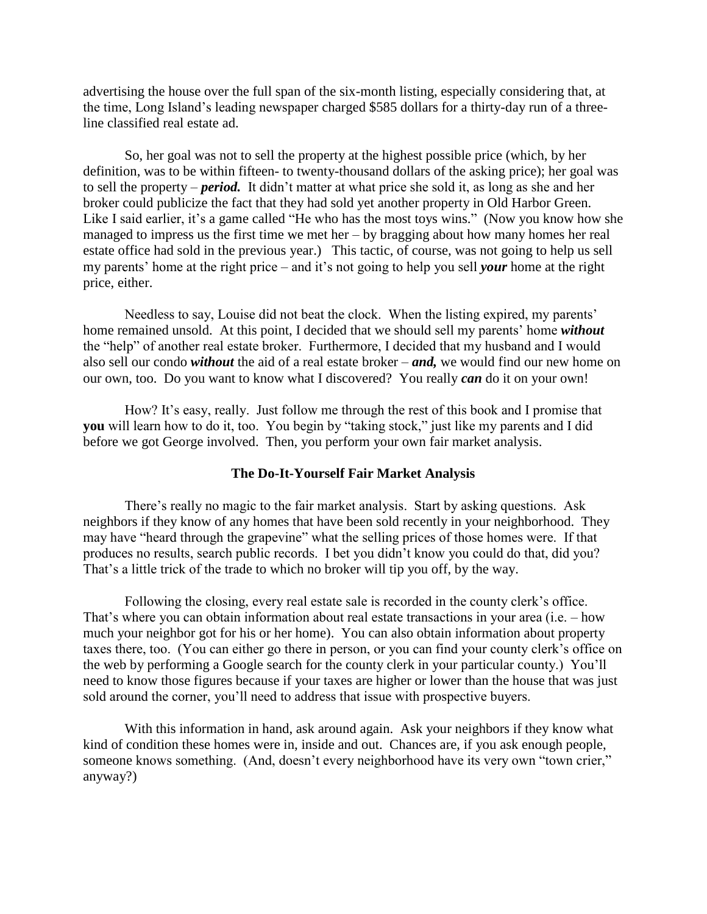advertising the house over the full span of the six-month listing, especially considering that, at the time, Long Island's leading newspaper charged $585 dollars for a thirty-day run of a three-line classified real estate ad.

So, her goal was not to sell the property at the highest possible price (which, by her definition, was to be within fifteen- to twenty-thousand dollars of the asking price); her goal was to sell the property – ***period.*** It didn't matter at what price she sold it, as long as she and her broker could publicize the fact that they had sold yet another property in Old Harbor Green. Like I said earlier, it's a game called "He who has the most toys wins." (Now you know how she managed to impress us the first time we met her – by bragging about how many homes her real estate office had sold in the previous year.) This tactic, of course, was not going to help us sell my parents' home at the right price – and it's not going to help you sell ***your*** home at the right price, either.

Needless to say, Louise did not beat the clock. When the listing expired, my parents' home remained unsold. At this point, I decided that we should sell my parents' home ***without*** the "help" of another real estate broker. Furthermore, I decided that my husband and I would also sell our condo ***without*** the aid of a real estate broker – ***and,*** we would find our new home on our own, too. Do you want to know what I discovered? You really ***can*** do it on your own!

How? It's easy, really. Just follow me through the rest of this book and I promise that **you** will learn how to do it, too. You begin by "taking stock," just like my parents and I did before we got George involved. Then, you perform your own fair market analysis.

## The Do-It-Yourself Fair Market Analysis

There's really no magic to the fair market analysis. Start by asking questions. Ask neighbors if they know of any homes that have been sold recently in your neighborhood. They may have "heard through the grapevine" what the selling prices of those homes were. If that produces no results, search public records. I bet you didn't know you could do that, did you? That's a little trick of the trade to which no broker will tip you off, by the way.

Following the closing, every real estate sale is recorded in the county clerk's office. That's where you can obtain information about real estate transactions in your area (i.e. – how much your neighbor got for his or her home). You can also obtain information about property taxes there, too. (You can either go there in person, or you can find your county clerk's office on the web by performing a Google search for the county clerk in your particular county.) You'll need to know those figures because if your taxes are higher or lower than the house that was just sold around the corner, you'll need to address that issue with prospective buyers.

With this information in hand, ask around again. Ask your neighbors if they know what kind of condition these homes were in, inside and out. Chances are, if you ask enough people, someone knows something. (And, doesn't every neighborhood have its very own "town crier," anyway?)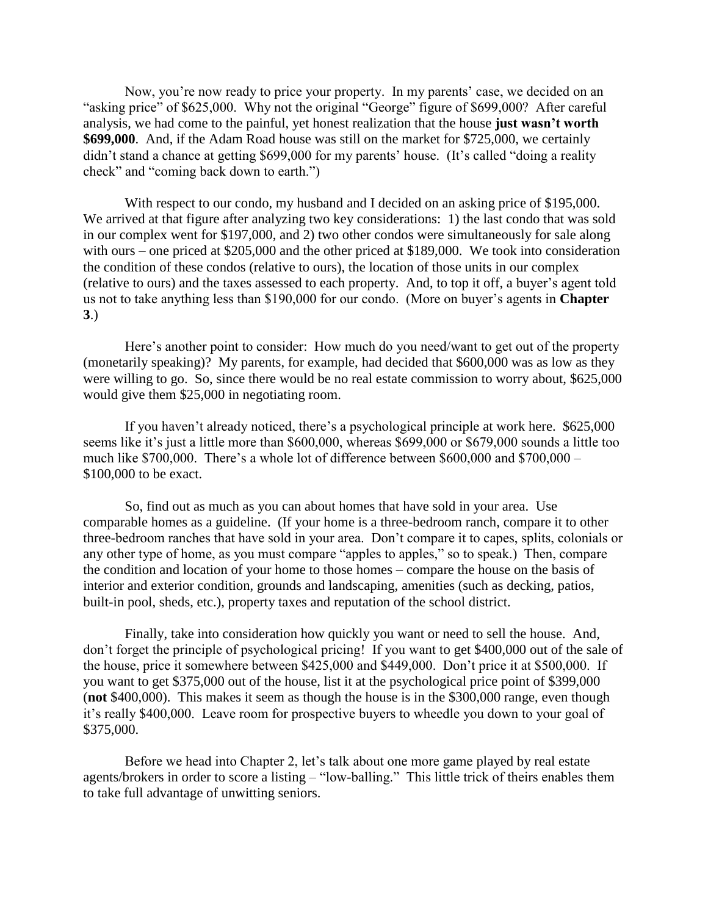Now, you're now ready to price your property. In my parents' case, we decided on an "asking price" of $625,000. Why not the original "George" figure of $699,000? After careful analysis, we had come to the painful, yet honest realization that the house **just wasn't worth $699,000**. And, if the Adam Road house was still on the market for $725,000, we certainly didn't stand a chance at getting $699,000 for my parents' house. (It's called "doing a reality check" and "coming back down to earth.")

With respect to our condo, my husband and I decided on an asking price of $195,000. We arrived at that figure after analyzing two key considerations: 1) the last condo that was sold in our complex went for $197,000, and 2) two other condos were simultaneously for sale along with ours – one priced at $205,000 and the other priced at $189,000. We took into consideration the condition of these condos (relative to ours), the location of those units in our complex (relative to ours) and the taxes assessed to each property. And, to top it off, a buyer's agent told us not to take anything less than $190,000 for our condo. (More on buyer's agents in **Chapter 3**.)

Here's another point to consider: How much do you need/want to get out of the property (monetarily speaking)? My parents, for example, had decided that $600,000 was as low as they were willing to go. So, since there would be no real estate commission to worry about, $625,000 would give them $25,000 in negotiating room.

If you haven't already noticed, there's a psychological principle at work here. $625,000 seems like it's just a little more than $600,000, whereas $699,000 or $679,000 sounds a little too much like $700,000. There's a whole lot of difference between $600,000 and $700,000 – $100,000 to be exact.

So, find out as much as you can about homes that have sold in your area. Use comparable homes as a guideline. (If your home is a three-bedroom ranch, compare it to other three-bedroom ranches that have sold in your area. Don't compare it to capes, splits, colonials or any other type of home, as you must compare "apples to apples," so to speak.) Then, compare the condition and location of your home to those homes – compare the house on the basis of interior and exterior condition, grounds and landscaping, amenities (such as decking, patios, built-in pool, sheds, etc.), property taxes and reputation of the school district.

Finally, take into consideration how quickly you want or need to sell the house. And, don't forget the principle of psychological pricing! If you want to get $400,000 out of the sale of the house, price it somewhere between $425,000 and $449,000. Don't price it at $500,000. If you want to get $375,000 out of the house, list it at the psychological price point of $399,000 (**not** $400,000). This makes it seem as though the house is in the $300,000 range, even though it's really $400,000. Leave room for prospective buyers to wheedle you down to your goal of $375,000.

Before we head into Chapter 2, let's talk about one more game played by real estate agents/brokers in order to score a listing – "low-balling." This little trick of theirs enables them to take full advantage of unwitting seniors.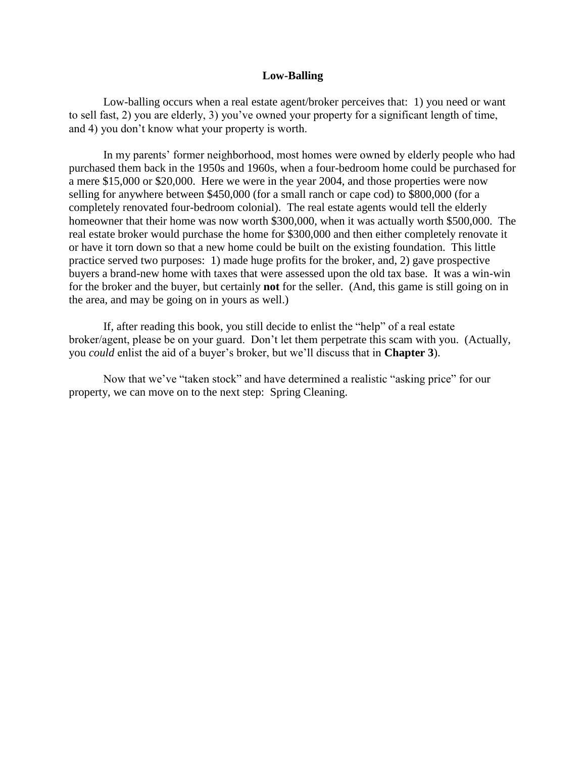## Low-Balling

Low-balling occurs when a real estate agent/broker perceives that: 1) you need or want to sell fast, 2) you are elderly, 3) you've owned your property for a significant length of time, and 4) you don't know what your property is worth.

In my parents' former neighborhood, most homes were owned by elderly people who had purchased them back in the 1950s and 1960s, when a four-bedroom home could be purchased for a mere $15,000 or $20,000. Here we were in the year 2004, and those properties were now selling for anywhere between $450,000 (for a small ranch or cape cod) to $800,000 (for a completely renovated four-bedroom colonial). The real estate agents would tell the elderly homeowner that their home was now worth $300,000, when it was actually worth $500,000. The real estate broker would purchase the home for $300,000 and then either completely renovate it or have it torn down so that a new home could be built on the existing foundation. This little practice served two purposes: 1) made huge profits for the broker, and, 2) gave prospective buyers a brand-new home with taxes that were assessed upon the old tax base. It was a win-win for the broker and the buyer, but certainly **not** for the seller. (And, this game is still going on in the area, and may be going on in yours as well.)

If, after reading this book, you still decide to enlist the "help" of a real estate broker/agent, please be on your guard. Don't let them perpetrate this scam with you. (Actually, you *could* enlist the aid of a buyer's broker, but we'll discuss that in **Chapter 3**).

Now that we've "taken stock" and have determined a realistic "asking price" for our property, we can move on to the next step: Spring Cleaning.